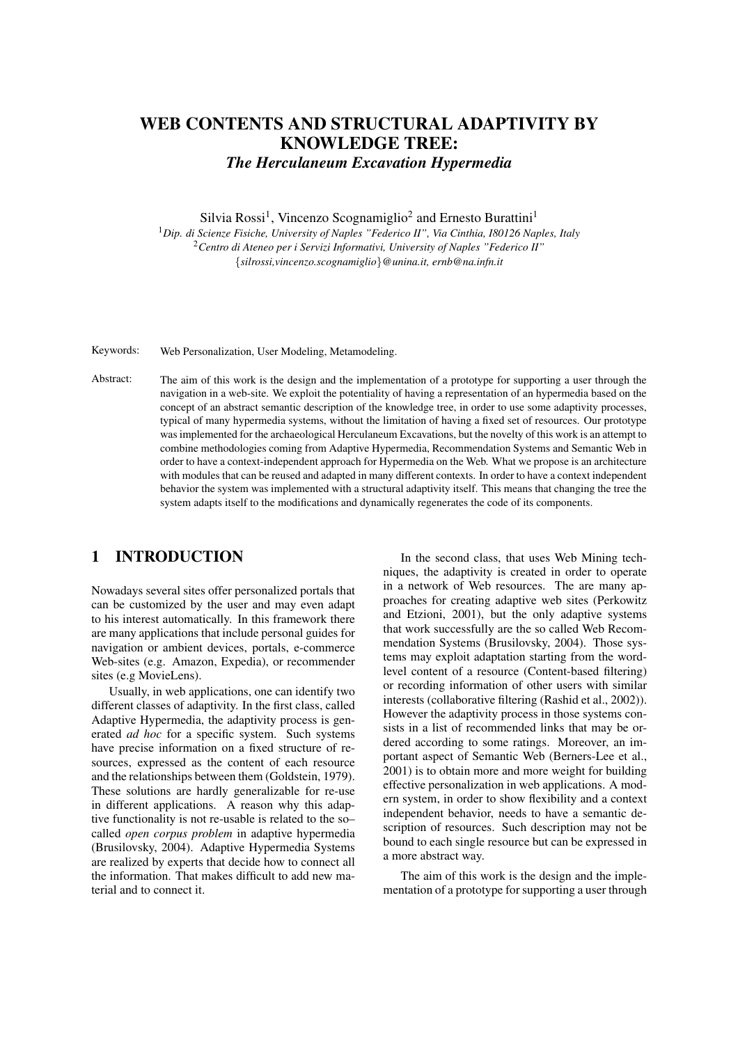# WEB CONTENTS AND STRUCTURAL ADAPTIVITY BY KNOWLEDGE TREE:
## *The Herculaneum Excavation Hypermedia*

Silvia Rossi[1], Vincenzo Scognamiglio[2] and Ernesto Burattini[1]

[1]*Dip. di Scienze Fisiche, University of Naples "Federico II", Via Cinthia, I80126 Naples, Italy*
[2]*Centro di Ateneo per i Servizi Informativi, University of Naples "Federico II"*
{*silrossi,vincenzo.scognamiglio*}*@unina.it, ernb@na.infn.it*

Keywords: Web Personalization, User Modeling, Metamodeling.

Abstract: The aim of this work is the design and the implementation of a prototype for supporting a user through the navigation in a web-site. We exploit the potentiality of having a representation of an hypermedia based on the concept of an abstract semantic description of the knowledge tree, in order to use some adaptivity processes, typical of many hypermedia systems, without the limitation of having a fixed set of resources. Our prototype was implemented for the archaeological Herculaneum Excavations, but the novelty of this work is an attempt to combine methodologies coming from Adaptive Hypermedia, Recommendation Systems and Semantic Web in order to have a context-independent approach for Hypermedia on the Web. What we propose is an architecture with modules that can be reused and adapted in many different contexts. In order to have a context independent behavior the system was implemented with a structural adaptivity itself. This means that changing the tree the system adapts itself to the modifications and dynamically regenerates the code of its components.

## 1 INTRODUCTION

Nowadays several sites offer personalized portals that can be customized by the user and may even adapt to his interest automatically. In this framework there are many applications that include personal guides for navigation or ambient devices, portals, e-commerce Web-sites (e.g. Amazon, Expedia), or recommender sites (e.g MovieLens).

Usually, in web applications, one can identify two different classes of adaptivity. In the first class, called Adaptive Hypermedia, the adaptivity process is generated *ad hoc* for a specific system. Such systems have precise information on a fixed structure of resources, expressed as the content of each resource and the relationships between them (Goldstein, 1979). These solutions are hardly generalizable for re-use in different applications. A reason why this adaptive functionality is not re-usable is related to the so–called *open corpus problem* in adaptive hypermedia (Brusilovsky, 2004). Adaptive Hypermedia Systems are realized by experts that decide how to connect all the information. That makes difficult to add new material and to connect it.

In the second class, that uses Web Mining techniques, the adaptivity is created in order to operate in a network of Web resources. The are many approaches for creating adaptive web sites (Perkowitz and Etzioni, 2001), but the only adaptive systems that work successfully are the so called Web Recommendation Systems (Brusilovsky, 2004). Those systems may exploit adaptation starting from the word-level content of a resource (Content-based filtering) or recording information of other users with similar interests (collaborative filtering (Rashid et al., 2002)). However the adaptivity process in those systems consists in a list of recommended links that may be ordered according to some ratings. Moreover, an important aspect of Semantic Web (Berners-Lee et al., 2001) is to obtain more and more weight for building effective personalization in web applications. A modern system, in order to show flexibility and a context independent behavior, needs to have a semantic description of resources. Such description may not be bound to each single resource but can be expressed in a more abstract way.

The aim of this work is the design and the implementation of a prototype for supporting a user through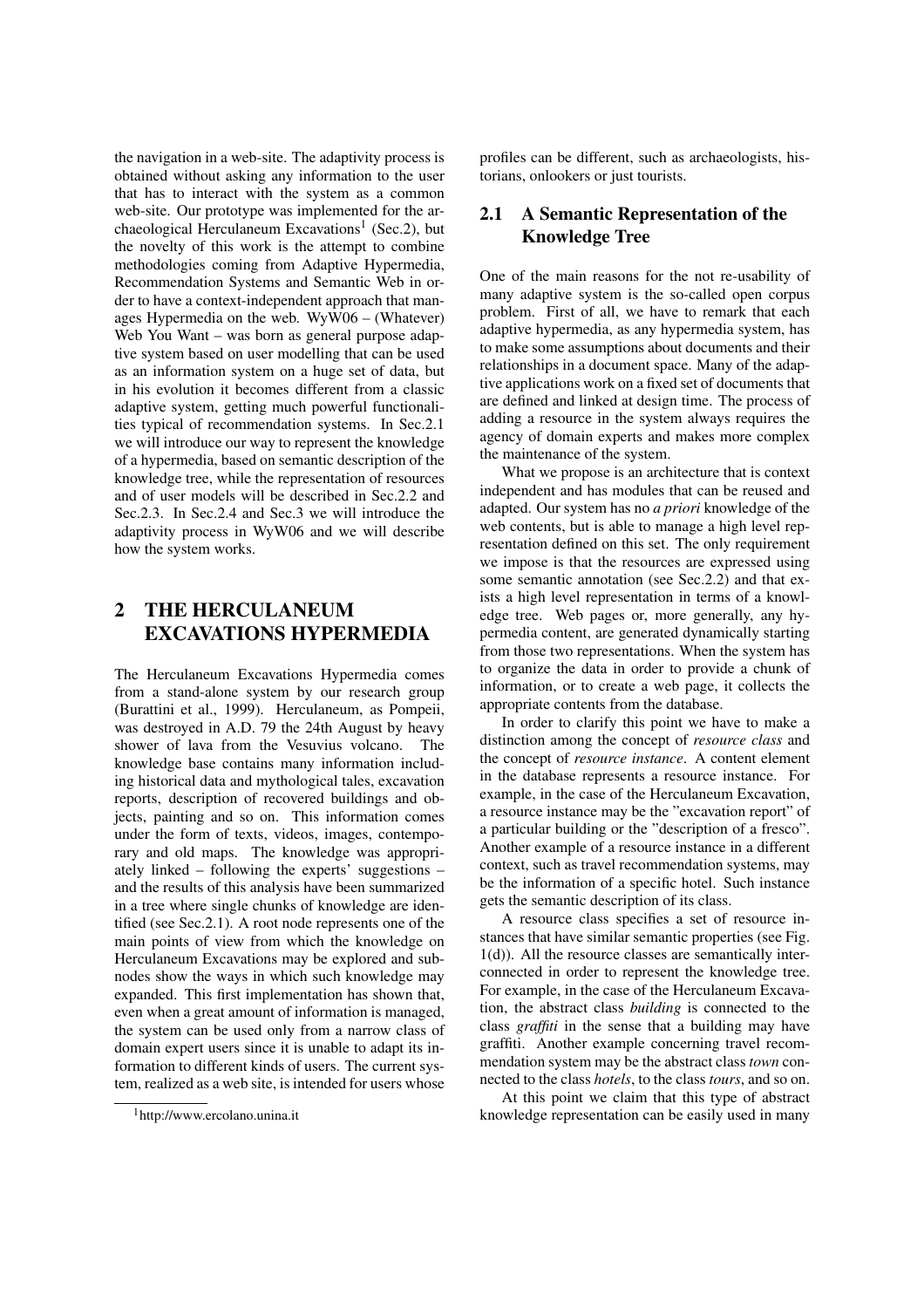the navigation in a web-site. The adaptivity process is obtained without asking any information to the user that has to interact with the system as a common web-site. Our prototype was implemented for the archaeological Herculaneum Excavations[1] (Sec.2), but the novelty of this work is the attempt to combine methodologies coming from Adaptive Hypermedia, Recommendation Systems and Semantic Web in order to have a context-independent approach that manages Hypermedia on the web. WyW06 – (Whatever) Web You Want – was born as general purpose adaptive system based on user modelling that can be used as an information system on a huge set of data, but in his evolution it becomes different from a classic adaptive system, getting much powerful functionalities typical of recommendation systems. In Sec.2.1 we will introduce our way to represent the knowledge of a hypermedia, based on semantic description of the knowledge tree, while the representation of resources and of user models will be described in Sec.2.2 and Sec.2.3. In Sec.2.4 and Sec.3 we will introduce the adaptivity process in WyW06 and we will describe how the system works.

## 2 THE HERCULANEUM EXCAVATIONS HYPERMEDIA

The Herculaneum Excavations Hypermedia comes from a stand-alone system by our research group (Burattini et al., 1999). Herculaneum, as Pompeii, was destroyed in A.D. 79 the 24th August by heavy shower of lava from the Vesuvius volcano. The knowledge base contains many information including historical data and mythological tales, excavation reports, description of recovered buildings and objects, painting and so on. This information comes under the form of texts, videos, images, contemporary and old maps. The knowledge was appropriately linked – following the experts' suggestions – and the results of this analysis have been summarized in a tree where single chunks of knowledge are identified (see Sec.2.1). A root node represents one of the main points of view from which the knowledge on Herculaneum Excavations may be explored and subnodes show the ways in which such knowledge may expanded. This first implementation has shown that, even when a great amount of information is managed, the system can be used only from a narrow class of domain expert users since it is unable to adapt its information to different kinds of users. The current system, realized as a web site, is intended for users whose profiles can be different, such as archaeologists, historians, onlookers or just tourists.

[1] http://www.ercolano.unina.it

### 2.1 A Semantic Representation of the Knowledge Tree

One of the main reasons for the not re-usability of many adaptive system is the so-called open corpus problem. First of all, we have to remark that each adaptive hypermedia, as any hypermedia system, has to make some assumptions about documents and their relationships in a document space. Many of the adaptive applications work on a fixed set of documents that are defined and linked at design time. The process of adding a resource in the system always requires the agency of domain experts and makes more complex the maintenance of the system.

What we propose is an architecture that is context independent and has modules that can be reused and adapted. Our system has no *a priori* knowledge of the web contents, but is able to manage a high level representation defined on this set. The only requirement we impose is that the resources are expressed using some semantic annotation (see Sec.2.2) and that exists a high level representation in terms of a knowledge tree. Web pages or, more generally, any hypermedia content, are generated dynamically starting from those two representations. When the system has to organize the data in order to provide a chunk of information, or to create a web page, it collects the appropriate contents from the database.

In order to clarify this point we have to make a distinction among the concept of *resource class* and the concept of *resource instance*. A content element in the database represents a resource instance. For example, in the case of the Herculaneum Excavation, a resource instance may be the "excavation report" of a particular building or the "description of a fresco". Another example of a resource instance in a different context, such as travel recommendation systems, may be the information of a specific hotel. Such instance gets the semantic description of its class.

A resource class specifies a set of resource instances that have similar semantic properties (see Fig. 1(d)). All the resource classes are semantically interconnected in order to represent the knowledge tree. For example, in the case of the Herculaneum Excavation, the abstract class *building* is connected to the class *graffiti* in the sense that a building may have graffiti. Another example concerning travel recommendation system may be the abstract class *town* connected to the class *hotels*, to the class *tours*, and so on.

At this point we claim that this type of abstract knowledge representation can be easily used in many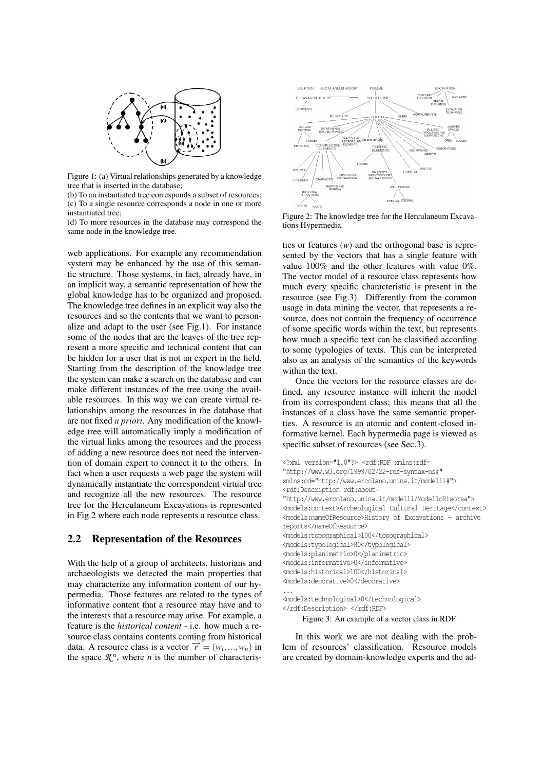Figure 1: (a) Virtual relationships generated by a knowledge tree that is inserted in the database;
(b) To an instantiated tree corresponds a subset of resources;
(c) To a single resource corresponds a node in one or more instantiated tree;
(d) To more resources in the database may correspond the same node in the knowledge tree.

web applications. For example any recommendation system may be enhanced by the use of this semantic structure. Those systems, in fact, already have, in an implicit way, a semantic representation of how the global knowledge has to be organized and proposed. The knowledge tree defines in an explicit way also the resources and so the contents that we want to personalize and adapt to the user (see Fig.1). For instance some of the nodes that are the leaves of the tree represent a more specific and technical content that can be hidden for a user that is not an expert in the field. Starting from the description of the knowledge tree the system can make a search on the database and can make different instances of the tree using the available resources. In this way we can create virtual relationships among the resources in the database that are not fixed *a priori*. Any modification of the knowledge tree will automatically imply a modification of the virtual links among the resources and the process of adding a new resource does not need the intervention of domain expert to connect it to the others. In fact when a user requests a web page the system will dynamically instantiate the correspondent virtual tree and recognize all the new resources. The resource tree for the Herculaneum Excavations is represented in Fig.2 where each node represents a resource class.

Figure 2: The knowledge tree for the Herculaneum Excavations Hypermedia.

## 2.2 Representation of the Resources

With the help of a group of architects, historians and archaeologists we detected the main properties that may characterize any information content of our hypermedia. Those features are related to the types of informative content that a resource may have and to the interests that a resource may arise. For example, a feature is the *historical content* - i.e. how much a resource class contains contents coming from historical data. A resource class is a vector $\overrightarrow{r} = (w_i, ..., w_n)$ in the space $\mathcal{R}^n$, where $n$ is the number of characteristics or features ($w$) and the orthogonal base is represented by the vectors that has a single feature with value 100% and the other features with value 0%. The vector model of a resource class represents how much every specific characteristic is present in the resource (see Fig.3). Differently from the common usage in data mining the vector, that represents a resource, does not contain the frequency of occurrence of some specific words within the text, but represents how much a specific text can be classified according to some typologies of texts. This can be interpreted also as an analysis of the semantics of the keywords within the text.

Once the vectors for the resource classes are defined, any resource instance will inherit the model from its correspondent class; this means that all the instances of a class have the same semantic properties. A resource is an atomic and content-closed informative kernel. Each hypermedia page is viewed as specific subset of resources (see Sec.3).

```
<?xml version="1.0"?> <rdf:RDF xmlns:rdf=
"http://www.w3.org/1999/02/22-rdf-syntax-ns#"
xmlns:cd="http://www.ercolano.unina.it/modelli#">
<rdf:Description rdf:about=
"http://www.ercolano.unina.it/modelli/ModelloRisorsa">
<models:context>Archeological Cultural Heritage</context>
<models:nameOfResource>History of Excavations - archive
reports</nameOfResource>
<models:topographical>100</topographical>
<models:typological>80</typological>
<models:planimetric>0</planimetric>
<models:informative>0</informative>
<models:historical>100</historical>
<models:decorative>0</decorative>
...
<models:technological>0</technological>
</rdf:Description> </rdf:RDF>
```

Figure 3: An example of a vector class in RDF.

In this work we are not dealing with the problem of resources' classification. Resource models are created by domain-knowledge experts and the ad-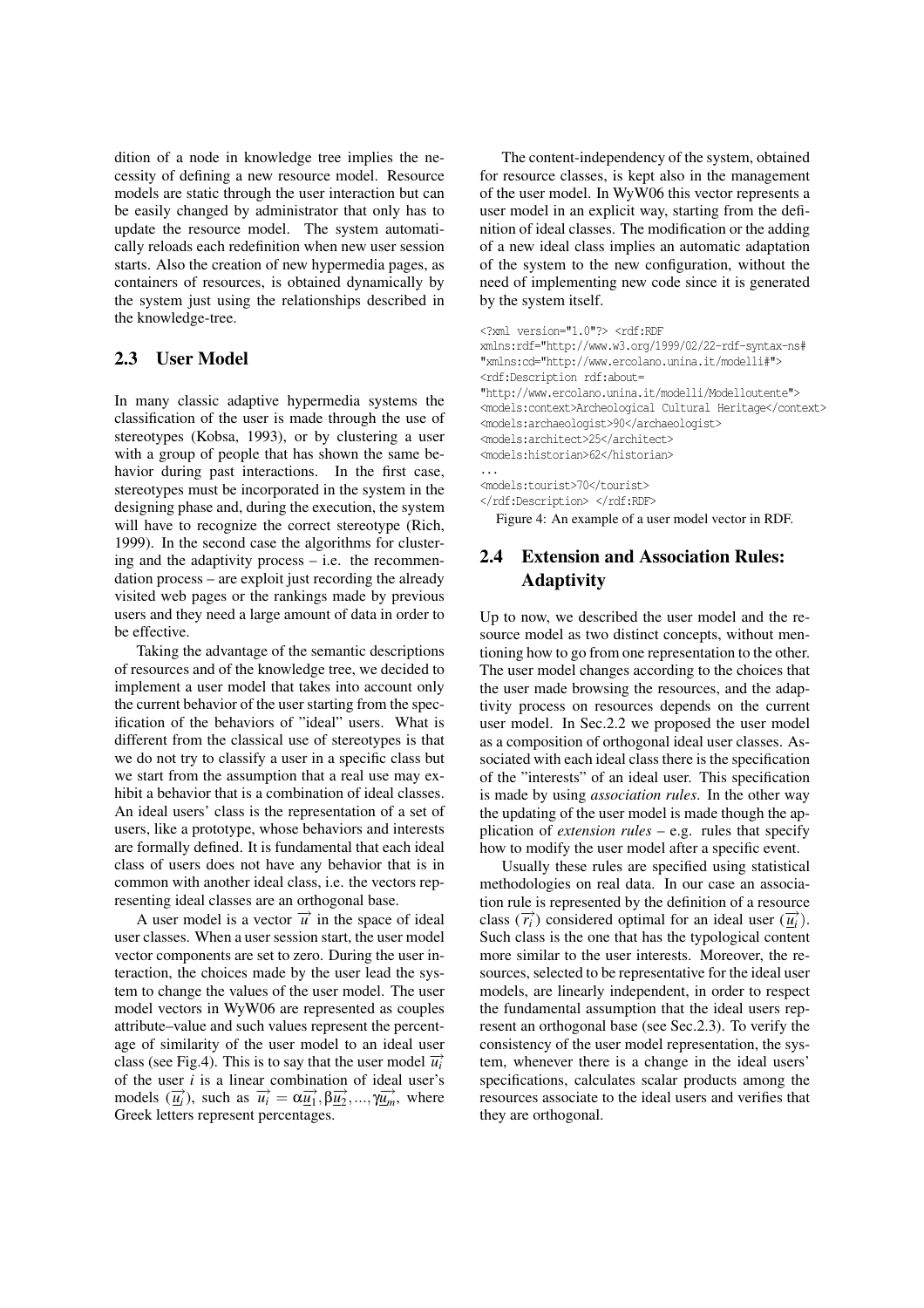dition of a node in knowledge tree implies the necessity of defining a new resource model. Resource models are static through the user interaction but can be easily changed by administrator that only has to update the resource model. The system automatically reloads each redefinition when new user session starts. Also the creation of new hypermedia pages, as containers of resources, is obtained dynamically by the system just using the relationships described in the knowledge-tree.

## 2.3 User Model

In many classic adaptive hypermedia systems the classification of the user is made through the use of stereotypes (Kobsa, 1993), or by clustering a user with a group of people that has shown the same behavior during past interactions. In the first case, stereotypes must be incorporated in the system in the designing phase and, during the execution, the system will have to recognize the correct stereotype (Rich, 1999). In the second case the algorithms for clustering and the adaptivity process – i.e. the recommendation process – are exploit just recording the already visited web pages or the rankings made by previous users and they need a large amount of data in order to be effective.

Taking the advantage of the semantic descriptions of resources and of the knowledge tree, we decided to implement a user model that takes into account only the current behavior of the user starting from the specification of the behaviors of "ideal" users. What is different from the classical use of stereotypes is that we do not try to classify a user in a specific class but we start from the assumption that a real use may exhibit a behavior that is a combination of ideal classes. An ideal users' class is the representation of a set of users, like a prototype, whose behaviors and interests are formally defined. It is fundamental that each ideal class of users does not have any behavior that is in common with another ideal class, i.e. the vectors representing ideal classes are an orthogonal base.

A user model is a vector $\overrightarrow{u}$ in the space of ideal user classes. When a user session start, the user model vector components are set to zero. During the user interaction, the choices made by the user lead the system to change the values of the user model. The user model vectors in WyW06 are represented as couples attribute–value and such values represent the percentage of similarity of the user model to an ideal user class (see Fig.4). This is to say that the user model $\overrightarrow{u_i}$ of the user $i$ is a linear combination of ideal user's models ($\overrightarrow{\underline{u_j}}$), such as $\overrightarrow{u_i} = \alpha\overrightarrow{\underline{u_1}}, \beta\overrightarrow{\underline{u_2}}, ..., \gamma\overrightarrow{\underline{u_m}}$, where Greek letters represent percentages.

The content-independency of the system, obtained for resource classes, is kept also in the management of the user model. In WyW06 this vector represents a user model in an explicit way, starting from the definition of ideal classes. The modification or the adding of a new ideal class implies an automatic adaptation of the system to the new configuration, without the need of implementing new code since it is generated by the system itself.

```
<?xml version="1.0"?> <rdf:RDF
xmlns:rdf="http://www.w3.org/1999/02/22-rdf-syntax-ns#
"xmlns:cd="http://www.ercolano.unina.it/modelli#">
<rdf:Description rdf:about=
"http://www.ercolano.unina.it/modelli/Modelloutente">
<models:context>Archeological Cultural Heritage</context>
<models:archaeologist>90</archaeologist>
<models:architect>25</architect>
<models:historian>62</historian>
...
<models:tourist>70</tourist>
</rdf:Description> </rdf:RDF>
```

Figure 4: An example of a user model vector in RDF.

## 2.4 Extension and Association Rules: Adaptivity

Up to now, we described the user model and the resource model as two distinct concepts, without mentioning how to go from one representation to the other. The user model changes according to the choices that the user made browsing the resources, and the adaptivity process on resources depends on the current user model. In Sec.2.2 we proposed the user model as a composition of orthogonal ideal user classes. Associated with each ideal class there is the specification of the "interests" of an ideal user. This specification is made by using *association rules*. In the other way the updating of the user model is made though the application of *extension rules* – e.g. rules that specify how to modify the user model after a specific event.

Usually these rules are specified using statistical methodologies on real data. In our case an association rule is represented by the definition of a resource class ($\overrightarrow{r_i}$) considered optimal for an ideal user ($\overrightarrow{\underline{u_i}}$). Such class is the one that has the typological content more similar to the user interests. Moreover, the resources, selected to be representative for the ideal user models, are linearly independent, in order to respect the fundamental assumption that the ideal users represent an orthogonal base (see Sec.2.3). To verify the consistency of the user model representation, the system, whenever there is a change in the ideal users' specifications, calculates scalar products among the resources associate to the ideal users and verifies that they are orthogonal.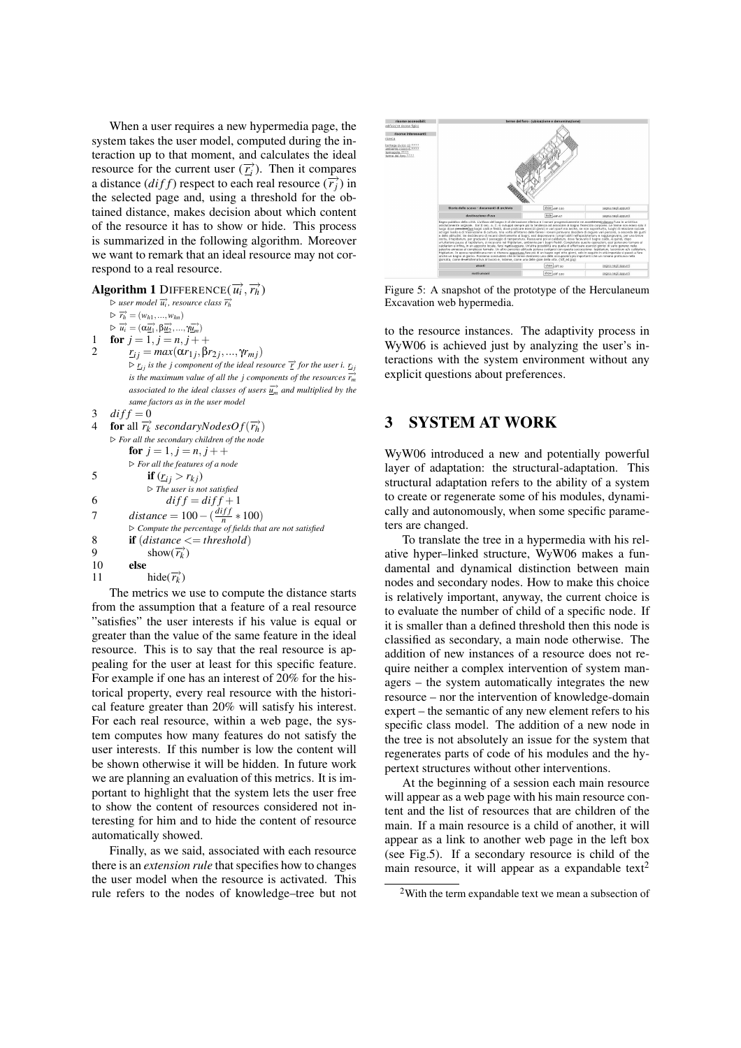When a user requires a new hypermedia page, the system takes the user model, computed during the interaction up to that moment, and calculates the ideal resource for the current user ($\overrightarrow{r_i}$). Then it compares a distance ($diff$) respect to each real resource ($\overrightarrow{r_j}$) in the selected page and, using a threshold for the obtained distance, makes decision about which content of the resource it has to show or hide. This process is summarized in the following algorithm. Moreover we want to remark that an ideal resource may not correspond to a real resource.

**Algorithm 1** DIFFERENCE($\overrightarrow{u_i}, \overrightarrow{r_h}$)

```
   ▷ user model u_i, resource class r_h
   ▷ r_h = (w_h1, ..., w_hn)
   ▷ u_i = (α u_1, β u_2, ..., γ u_m)
1  for j = 1, j = n, j++
2      r_ij = max(α r_1j, β r_2j, ..., γ r_mj)
       ▷ r_ij is the j component of the ideal resource r for the user i. r_ij
       is the maximum value of all the j components of the resources r_m
       associated to the ideal classes of users u_m and multiplied by the
       same factors as in the user model
3  diff = 0
4  for all r_k secondaryNodesOf(r_h)
   ▷ For all the secondary children of the node
       for j = 1, j = n, j++
       ▷ For all the features of a node
5          if (r_ij > r_kj)
           ▷ The user is not satisfied
6              diff = diff + 1
7      distance = 100 − (diff/n * 100)
       ▷ Compute the percentage of fields that are not satisfied
8      if (distance <= threshold)
9          show(r_k)
10     else
11         hide(r_k)
```

The metrics we use to compute the distance starts from the assumption that a feature of a real resource "satisfies" the user interests if his value is equal or greater than the value of the same feature in the ideal resource. This is to say that the real resource is appealing for the user at least for this specific feature. For example if one has an interest of 20% for the historical property, every real resource with the historical feature greater than 20% will satisfy his interest. For each real resource, within a web page, the system computes how many features do not satisfy the user interests. If this number is low the content will be shown otherwise it will be hidden. In future work we are planning an evaluation of this metrics. It is important to highlight that the system lets the user free to show the content of resources considered not interesting for him and to hide the content of resource automatically showed.

Finally, as we said, associated with each resource there is an *extension rule* that specifies how to changes the user model when the resource is activated. This rule refers to the nodes of knowledge–tree but not to the resource instances. The adaptivity process in WyW06 is achieved just by analyzing the user's interactions with the system environment without any explicit questions about preferences.

Figure 5: A snapshot of the prototype of the Herculaneum Excavation web hypermedia.

# 3 SYSTEM AT WORK

WyW06 introduced a new and potentially powerful layer of adaptation: the structural-adaptation. This structural adaptation refers to the ability of a system to create or regenerate some of his modules, dynamically and autonomously, when some specific parameters are changed.

To translate the tree in a hypermedia with his relative hyper–linked structure, WyW06 makes a fundamental and dynamical distinction between main nodes and secondary nodes. How to make this choice is relatively important, anyway, the current choice is to evaluate the number of child of a specific node. If it is smaller than a defined threshold then this node is classified as secondary, a main node otherwise. The addition of new instances of a resource does not require neither a complex intervention of system managers – the system automatically integrates the new resource – nor the intervention of knowledge-domain expert – the semantic of any new element refers to his specific class model. The addition of a new node in the tree is not absolutely an issue for the system that regenerates parts of code of his modules and the hypertext structures without other interventions.

At the beginning of a session each main resource will appear as a web page with his main resource content and the list of resources that are children of the main. If a main resource is a child of another, it will appear as a link to another web page in the left box (see Fig.5). If a secondary resource is child of the main resource, it will appear as a expandable text[2]

[2]With the term expandable text we mean a subsection of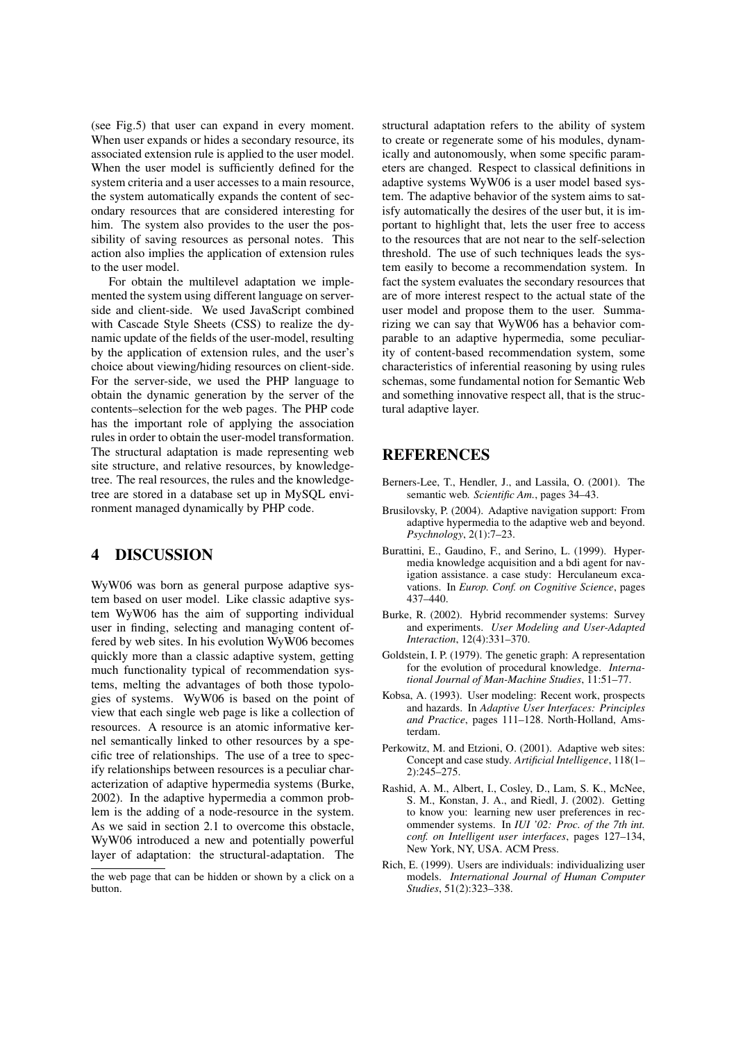(see Fig.5) that user can expand in every moment. When user expands or hides a secondary resource, its associated extension rule is applied to the user model. When the user model is sufficiently defined for the system criteria and a user accesses to a main resource, the system automatically expands the content of secondary resources that are considered interesting for him. The system also provides to the user the possibility of saving resources as personal notes. This action also implies the application of extension rules to the user model.

For obtain the multilevel adaptation we implemented the system using different language on server-side and client-side. We used JavaScript combined with Cascade Style Sheets (CSS) to realize the dynamic update of the fields of the user-model, resulting by the application of extension rules, and the user's choice about viewing/hiding resources on client-side. For the server-side, we used the PHP language to obtain the dynamic generation by the server of the contents–selection for the web pages. The PHP code has the important role of applying the association rules in order to obtain the user-model transformation. The structural adaptation is made representing web site structure, and relative resources, by knowledge-tree. The real resources, the rules and the knowledge-tree are stored in a database set up in MySQL environment managed dynamically by PHP code.

## 4 DISCUSSION

WyW06 was born as general purpose adaptive system based on user model. Like classic adaptive system WyW06 has the aim of supporting individual user in finding, selecting and managing content offered by web sites. In his evolution WyW06 becomes quickly more than a classic adaptive system, getting much functionality typical of recommendation systems, melting the advantages of both those typologies of systems. WyW06 is based on the point of view that each single web page is like a collection of resources. A resource is an atomic informative kernel semantically linked to other resources by a specific tree of relationships. The use of a tree to specify relationships between resources is a peculiar characterization of adaptive hypermedia systems (Burke, 2002). In the adaptive hypermedia a common problem is the adding of a node-resource in the system. As we said in section 2.1 to overcome this obstacle, WyW06 introduced a new and potentially powerful layer of adaptation: the structural-adaptation. The structural adaptation refers to the ability of system to create or regenerate some of his modules, dynamically and autonomously, when some specific parameters are changed. Respect to classical definitions in adaptive systems WyW06 is a user model based system. The adaptive behavior of the system aims to satisfy automatically the desires of the user but, it is important to highlight that, lets the user free to access to the resources that are not near to the self-selection threshold. The use of such techniques leads the system easily to become a recommendation system. In fact the system evaluates the secondary resources that are of more interest respect to the actual state of the user model and propose them to the user. Summarizing we can say that WyW06 has a behavior comparable to an adaptive hypermedia, some peculiarity of content-based recommendation system, some characteristics of inferential reasoning by using rules schemas, some fundamental notion for Semantic Web and something innovative respect all, that is the structural adaptive layer.

the web page that can be hidden or shown by a click on a button.

## REFERENCES

Berners-Lee, T., Hendler, J., and Lassila, O. (2001). The semantic web. *Scientific Am.*, pages 34–43.

Brusilovsky, P. (2004). Adaptive navigation support: From adaptive hypermedia to the adaptive web and beyond. *Psychnology*, 2(1):7–23.

Burattini, E., Gaudino, F., and Serino, L. (1999). Hypermedia knowledge acquisition and a bdi agent for navigation assistance. a case study: Herculaneum excavations. In *Europ. Conf. on Cognitive Science*, pages 437–440.

Burke, R. (2002). Hybrid recommender systems: Survey and experiments. *User Modeling and User-Adapted Interaction*, 12(4):331–370.

Goldstein, I. P. (1979). The genetic graph: A representation for the evolution of procedural knowledge. *International Journal of Man-Machine Studies*, 11:51–77.

Kobsa, A. (1993). User modeling: Recent work, prospects and hazards. In *Adaptive User Interfaces: Principles and Practice*, pages 111–128. North-Holland, Amsterdam.

Perkowitz, M. and Etzioni, O. (2001). Adaptive web sites: Concept and case study. *Artificial Intelligence*, 118(1–2):245–275.

Rashid, A. M., Albert, I., Cosley, D., Lam, S. K., McNee, S. M., Konstan, J. A., and Riedl, J. (2002). Getting to know you: learning new user preferences in recommender systems. In *IUI '02: Proc. of the 7th int. conf. on Intelligent user interfaces*, pages 127–134, New York, NY, USA. ACM Press.

Rich, E. (1999). Users are individuals: individualizing user models. *International Journal of Human Computer Studies*, 51(2):323–338.